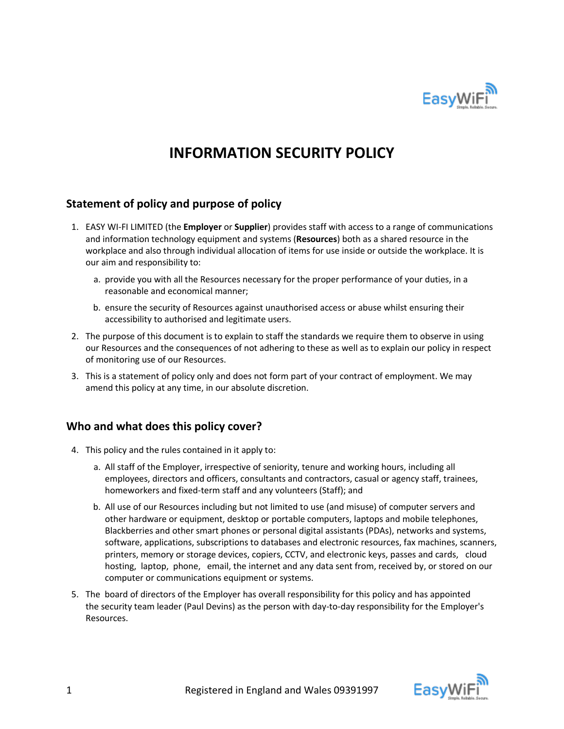# INFORMATION SECURITY POLICY

## Statement of policy and purpose of policy

1. EASY WI-FI LIMITED (the **Employer** or **Supplier**) provides staff with access to a range of communications and information technology equipment and systems (**Resources**) both as a shared resource in the workplace and also through individual allocation of items for use inside or outside the workplace. It is our aim and responsibility to:
   a. provide you with all the Resources necessary for the proper performance of your duties, in a reasonable and economical manner;
   b. ensure the security of Resources against unauthorised access or abuse whilst ensuring their accessibility to authorised and legitimate users.
2. The purpose of this document is to explain to staff the standards we require them to observe in using our Resources and the consequences of not adhering to these as well as to explain our policy in respect of monitoring use of our Resources.
3. This is a statement of policy only and does not form part of your contract of employment. We may amend this policy at any time, in our absolute discretion.

## Who and what does this policy cover?

4. This policy and the rules contained in it apply to:
   a. All staff of the Employer, irrespective of seniority, tenure and working hours, including all employees, directors and officers, consultants and contractors, casual or agency staff, trainees, homeworkers and fixed-term staff and any volunteers (Staff); and
   b. All use of our Resources including but not limited to use (and misuse) of computer servers and other hardware or equipment, desktop or portable computers, laptops and mobile telephones, Blackberries and other smart phones or personal digital assistants (PDAs), networks and systems, software, applications, subscriptions to databases and electronic resources, fax machines, scanners, printers, memory or storage devices, copiers, CCTV, and electronic keys, passes and cards, cloud hosting, laptop, phone, email, the internet and any data sent from, received by, or stored on our computer or communications equipment or systems.
5. The board of directors of the Employer has overall responsibility for this policy and has appointed the security team leader (Paul Devins) as the person with day-to-day responsibility for the Employer's Resources.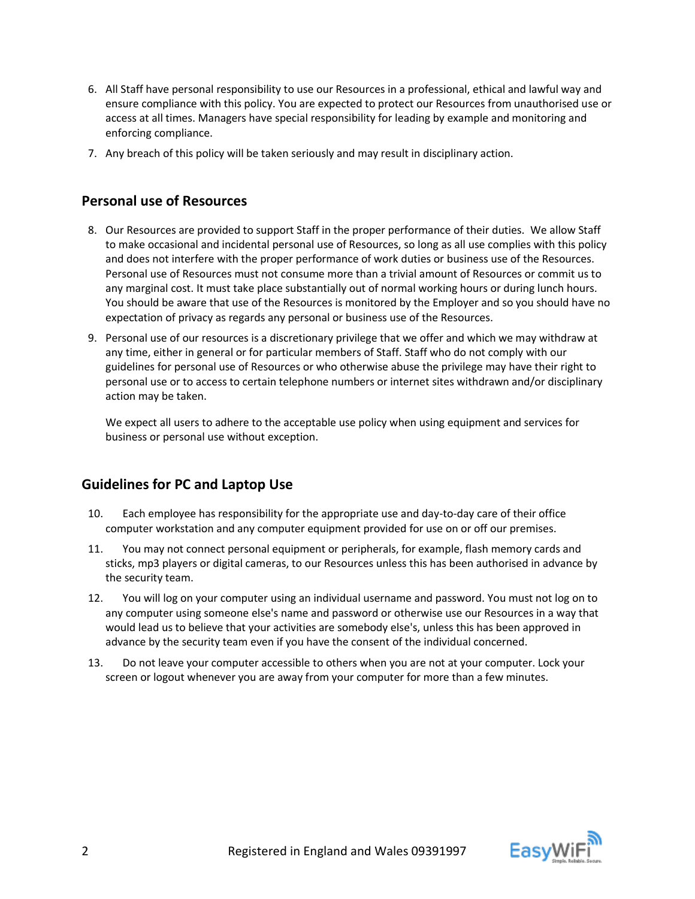6. All Staff have personal responsibility to use our Resources in a professional, ethical and lawful way and ensure compliance with this policy. You are expected to protect our Resources from unauthorised use or access at all times. Managers have special responsibility for leading by example and monitoring and enforcing compliance.
7. Any breach of this policy will be taken seriously and may result in disciplinary action.

## Personal use of Resources

8. Our Resources are provided to support Staff in the proper performance of their duties. We allow Staff to make occasional and incidental personal use of Resources, so long as all use complies with this policy and does not interfere with the proper performance of work duties or business use of the Resources. Personal use of Resources must not consume more than a trivial amount of Resources or commit us to any marginal cost. It must take place substantially out of normal working hours or during lunch hours. You should be aware that use of the Resources is monitored by the Employer and so you should have no expectation of privacy as regards any personal or business use of the Resources.
9. Personal use of our resources is a discretionary privilege that we offer and which we may withdraw at any time, either in general or for particular members of Staff. Staff who do not comply with our guidelines for personal use of Resources or who otherwise abuse the privilege may have their right to personal use or to access to certain telephone numbers or internet sites withdrawn and/or disciplinary action may be taken.

   We expect all users to adhere to the acceptable use policy when using equipment and services for business or personal use without exception.

## Guidelines for PC and Laptop Use

10. Each employee has responsibility for the appropriate use and day-to-day care of their office computer workstation and any computer equipment provided for use on or off our premises.
11. You may not connect personal equipment or peripherals, for example, flash memory cards and sticks, mp3 players or digital cameras, to our Resources unless this has been authorised in advance by the security team.
12. You will log on your computer using an individual username and password. You must not log on to any computer using someone else's name and password or otherwise use our Resources in a way that would lead us to believe that your activities are somebody else's, unless this has been approved in advance by the security team even if you have the consent of the individual concerned.
13. Do not leave your computer accessible to others when you are not at your computer. Lock your screen or logout whenever you are away from your computer for more than a few minutes.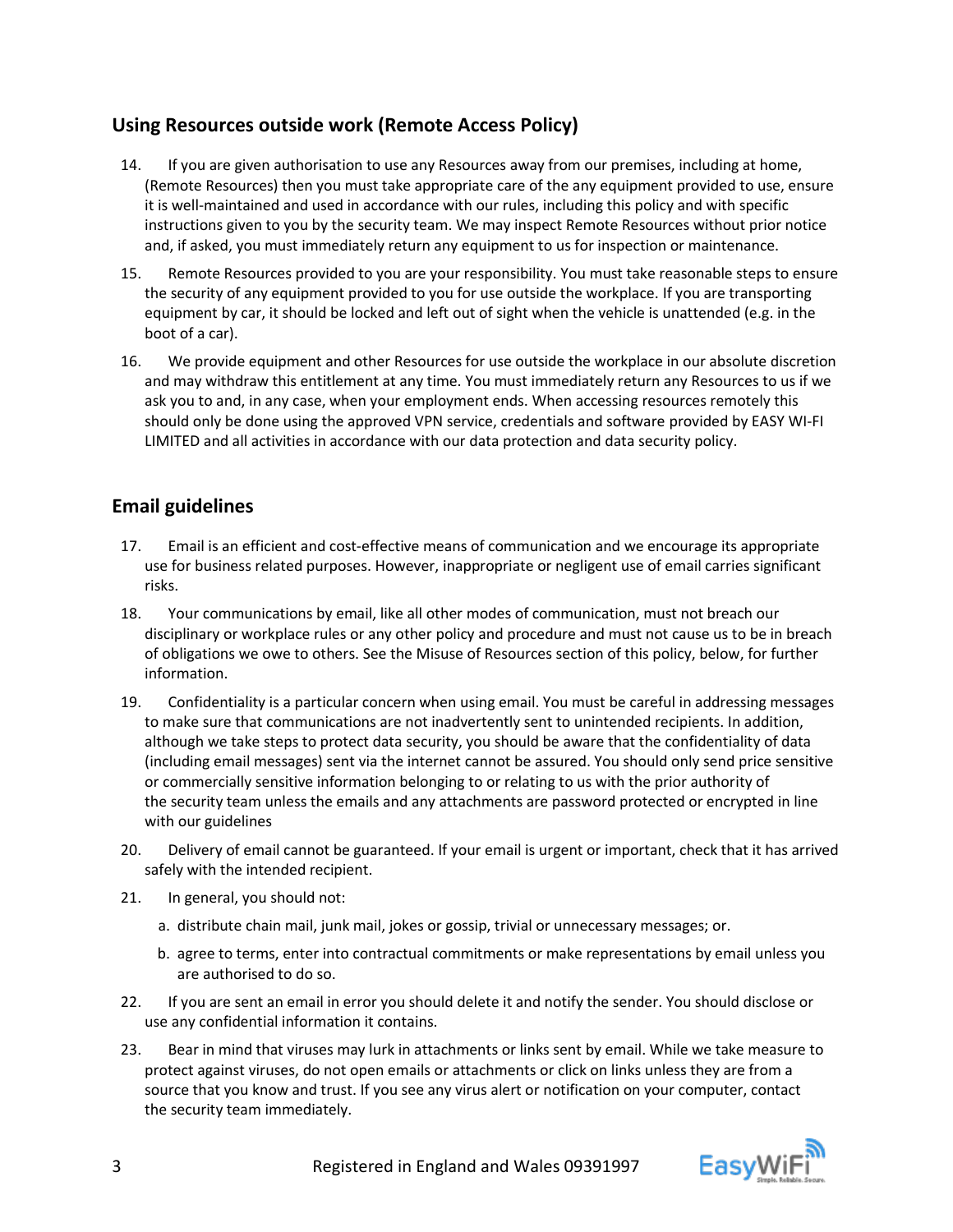## Using Resources outside work (Remote Access Policy)

14. If you are given authorisation to use any Resources away from our premises, including at home, (Remote Resources) then you must take appropriate care of the any equipment provided to use, ensure it is well-maintained and used in accordance with our rules, including this policy and with specific instructions given to you by the security team. We may inspect Remote Resources without prior notice and, if asked, you must immediately return any equipment to us for inspection or maintenance.

15. Remote Resources provided to you are your responsibility. You must take reasonable steps to ensure the security of any equipment provided to you for use outside the workplace. If you are transporting equipment by car, it should be locked and left out of sight when the vehicle is unattended (e.g. in the boot of a car).

16. We provide equipment and other Resources for use outside the workplace in our absolute discretion and may withdraw this entitlement at any time. You must immediately return any Resources to us if we ask you to and, in any case, when your employment ends. When accessing resources remotely this should only be done using the approved VPN service, credentials and software provided by EASY WI-FI LIMITED and all activities in accordance with our data protection and data security policy.

## Email guidelines

17. Email is an efficient and cost-effective means of communication and we encourage its appropriate use for business related purposes. However, inappropriate or negligent use of email carries significant risks.

18. Your communications by email, like all other modes of communication, must not breach our disciplinary or workplace rules or any other policy and procedure and must not cause us to be in breach of obligations we owe to others. See the Misuse of Resources section of this policy, below, for further information.

19. Confidentiality is a particular concern when using email. You must be careful in addressing messages to make sure that communications are not inadvertently sent to unintended recipients. In addition, although we take steps to protect data security, you should be aware that the confidentiality of data (including email messages) sent via the internet cannot be assured. You should only send price sensitive or commercially sensitive information belonging to or relating to us with the prior authority of the security team unless the emails and any attachments are password protected or encrypted in line with our guidelines

20. Delivery of email cannot be guaranteed. If your email is urgent or important, check that it has arrived safely with the intended recipient.

21. In general, you should not:

    a. distribute chain mail, junk mail, jokes or gossip, trivial or unnecessary messages; or.

    b. agree to terms, enter into contractual commitments or make representations by email unless you are authorised to do so.

22. If you are sent an email in error you should delete it and notify the sender. You should disclose or use any confidential information it contains.

23. Bear in mind that viruses may lurk in attachments or links sent by email. While we take measure to protect against viruses, do not open emails or attachments or click on links unless they are from a source that you know and trust. If you see any virus alert or notification on your computer, contact the security team immediately.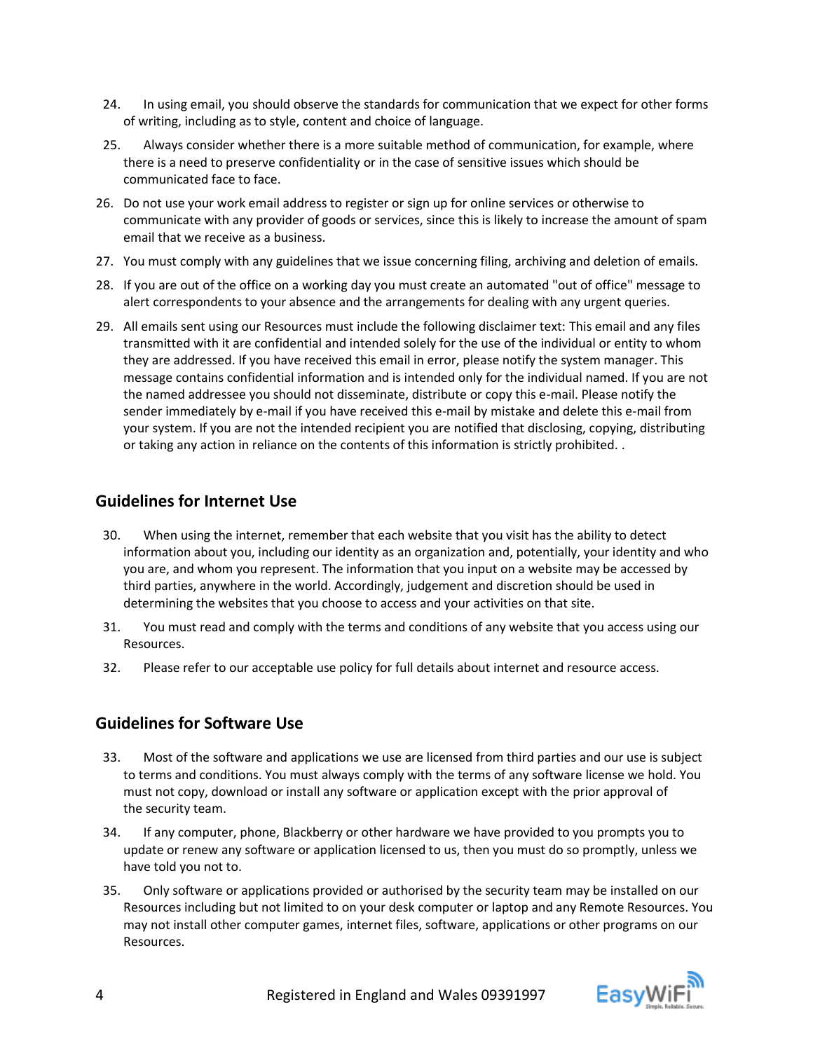24. In using email, you should observe the standards for communication that we expect for other forms of writing, including as to style, content and choice of language.
25. Always consider whether there is a more suitable method of communication, for example, where there is a need to preserve confidentiality or in the case of sensitive issues which should be communicated face to face.
26. Do not use your work email address to register or sign up for online services or otherwise to communicate with any provider of goods or services, since this is likely to increase the amount of spam email that we receive as a business.
27. You must comply with any guidelines that we issue concerning filing, archiving and deletion of emails.
28. If you are out of the office on a working day you must create an automated "out of office" message to alert correspondents to your absence and the arrangements for dealing with any urgent queries.
29. All emails sent using our Resources must include the following disclaimer text: This email and any files transmitted with it are confidential and intended solely for the use of the individual or entity to whom they are addressed. If you have received this email in error, please notify the system manager. This message contains confidential information and is intended only for the individual named. If you are not the named addressee you should not disseminate, distribute or copy this e-mail. Please notify the sender immediately by e-mail if you have received this e-mail by mistake and delete this e-mail from your system. If you are not the intended recipient you are notified that disclosing, copying, distributing or taking any action in reliance on the contents of this information is strictly prohibited. .

## Guidelines for Internet Use

30. When using the internet, remember that each website that you visit has the ability to detect information about you, including our identity as an organization and, potentially, your identity and who you are, and whom you represent. The information that you input on a website may be accessed by third parties, anywhere in the world. Accordingly, judgement and discretion should be used in determining the websites that you choose to access and your activities on that site.
31. You must read and comply with the terms and conditions of any website that you access using our Resources.
32. Please refer to our acceptable use policy for full details about internet and resource access.

## Guidelines for Software Use

33. Most of the software and applications we use are licensed from third parties and our use is subject to terms and conditions. You must always comply with the terms of any software license we hold. You must not copy, download or install any software or application except with the prior approval of the security team.
34. If any computer, phone, Blackberry or other hardware we have provided to you prompts you to update or renew any software or application licensed to us, then you must do so promptly, unless we have told you not to.
35. Only software or applications provided or authorised by the security team may be installed on our Resources including but not limited to on your desk computer or laptop and any Remote Resources. You may not install other computer games, internet files, software, applications or other programs on our Resources.

Registered in England and Wales 09391997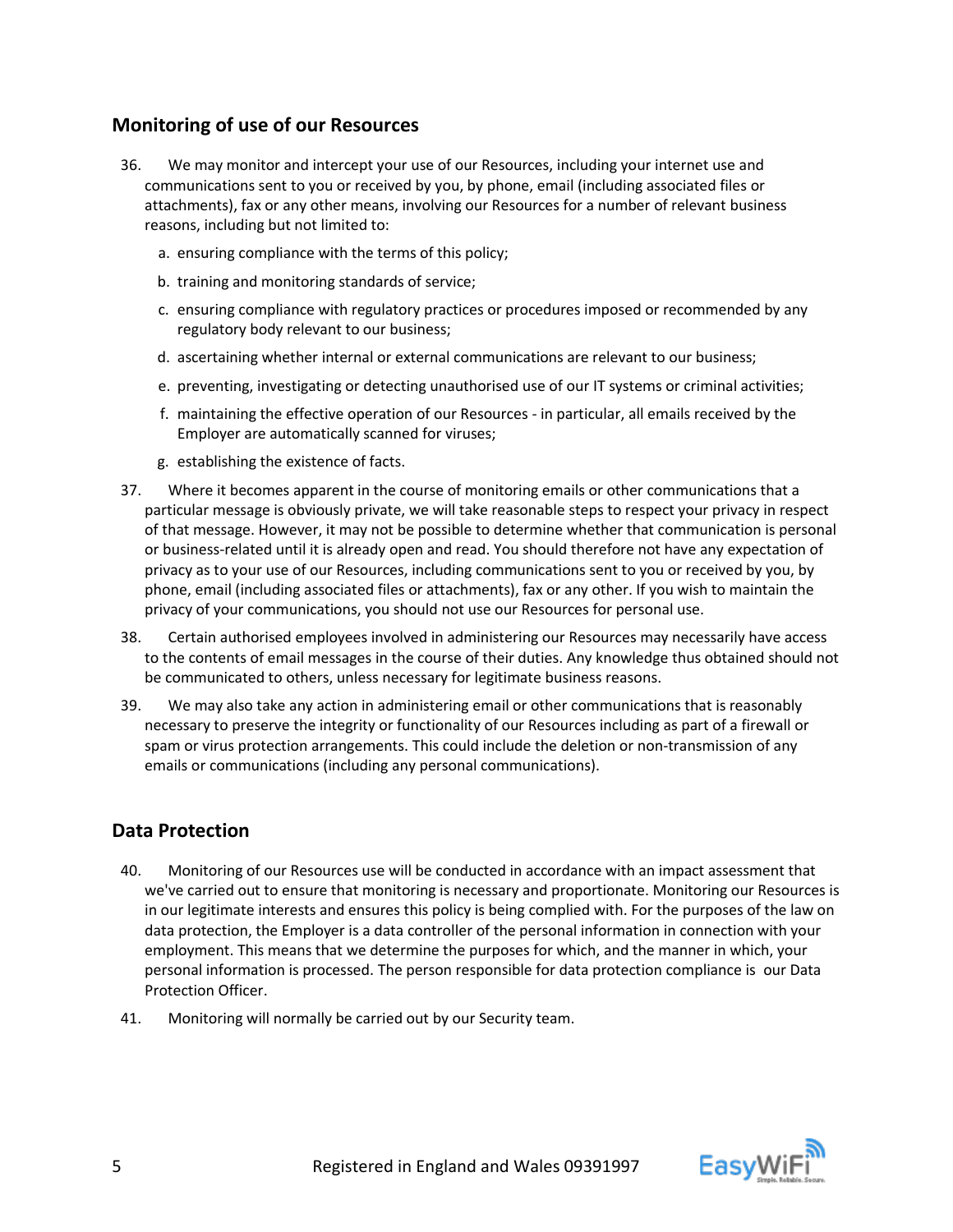## Monitoring of use of our Resources

36. We may monitor and intercept your use of our Resources, including your internet use and communications sent to you or received by you, by phone, email (including associated files or attachments), fax or any other means, involving our Resources for a number of relevant business reasons, including but not limited to:

    a. ensuring compliance with the terms of this policy;

    b. training and monitoring standards of service;

    c. ensuring compliance with regulatory practices or procedures imposed or recommended by any regulatory body relevant to our business;

    d. ascertaining whether internal or external communications are relevant to our business;

    e. preventing, investigating or detecting unauthorised use of our IT systems or criminal activities;

    f. maintaining the effective operation of our Resources - in particular, all emails received by the Employer are automatically scanned for viruses;

    g. establishing the existence of facts.

37. Where it becomes apparent in the course of monitoring emails or other communications that a particular message is obviously private, we will take reasonable steps to respect your privacy in respect of that message. However, it may not be possible to determine whether that communication is personal or business-related until it is already open and read. You should therefore not have any expectation of privacy as to your use of our Resources, including communications sent to you or received by you, by phone, email (including associated files or attachments), fax or any other. If you wish to maintain the privacy of your communications, you should not use our Resources for personal use.

38. Certain authorised employees involved in administering our Resources may necessarily have access to the contents of email messages in the course of their duties. Any knowledge thus obtained should not be communicated to others, unless necessary for legitimate business reasons.

39. We may also take any action in administering email or other communications that is reasonably necessary to preserve the integrity or functionality of our Resources including as part of a firewall or spam or virus protection arrangements. This could include the deletion or non-transmission of any emails or communications (including any personal communications).

## Data Protection

40. Monitoring of our Resources use will be conducted in accordance with an impact assessment that we've carried out to ensure that monitoring is necessary and proportionate. Monitoring our Resources is in our legitimate interests and ensures this policy is being complied with. For the purposes of the law on data protection, the Employer is a data controller of the personal information in connection with your employment. This means that we determine the purposes for which, and the manner in which, your personal information is processed. The person responsible for data protection compliance is our Data Protection Officer.

41. Monitoring will normally be carried out by our Security team.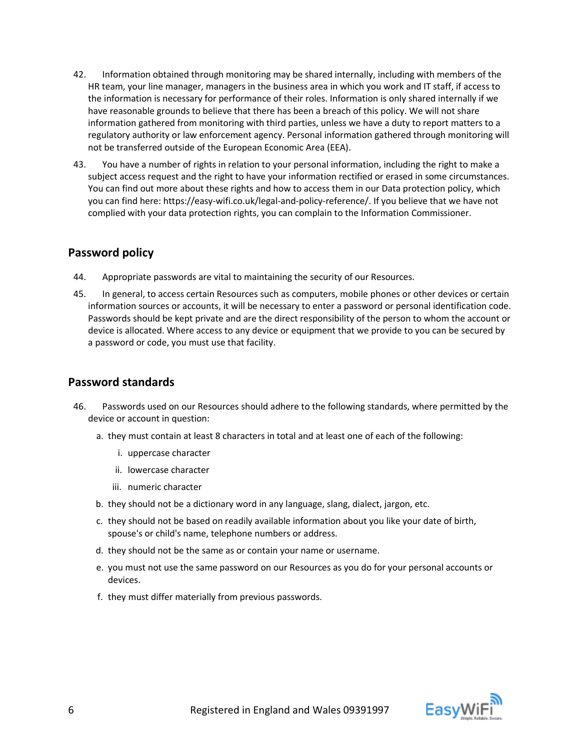42. Information obtained through monitoring may be shared internally, including with members of the HR team, your line manager, managers in the business area in which you work and IT staff, if access to the information is necessary for performance of their roles. Information is only shared internally if we have reasonable grounds to believe that there has been a breach of this policy. We will not share information gathered from monitoring with third parties, unless we have a duty to report matters to a regulatory authority or law enforcement agency. Personal information gathered through monitoring will not be transferred outside of the European Economic Area (EEA).

43. You have a number of rights in relation to your personal information, including the right to make a subject access request and the right to have your information rectified or erased in some circumstances. You can find out more about these rights and how to access them in our Data protection policy, which you can find here: https://easy-wifi.co.uk/legal-and-policy-reference/. If you believe that we have not complied with your data protection rights, you can complain to the Information Commissioner.

## Password policy

44. Appropriate passwords are vital to maintaining the security of our Resources.

45. In general, to access certain Resources such as computers, mobile phones or other devices or certain information sources or accounts, it will be necessary to enter a password or personal identification code. Passwords should be kept private and are the direct responsibility of the person to whom the account or device is allocated. Where access to any device or equipment that we provide to you can be secured by a password or code, you must use that facility.

## Password standards

46. Passwords used on our Resources should adhere to the following standards, where permitted by the device or account in question:

    a. they must contain at least 8 characters in total and at least one of each of the following:

        i. uppercase character

        ii. lowercase character

        iii. numeric character

    b. they should not be a dictionary word in any language, slang, dialect, jargon, etc.

    c. they should not be based on readily available information about you like your date of birth, spouse's or child's name, telephone numbers or address.

    d. they should not be the same as or contain your name or username.

    e. you must not use the same password on our Resources as you do for your personal accounts or devices.

    f. they must differ materially from previous passwords.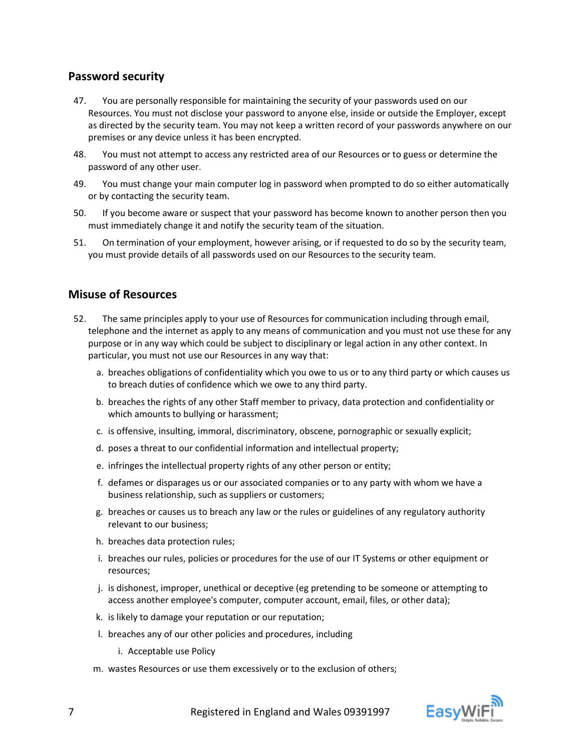## Password security

47. You are personally responsible for maintaining the security of your passwords used on our Resources. You must not disclose your password to anyone else, inside or outside the Employer, except as directed by the security team. You may not keep a written record of your passwords anywhere on our premises or any device unless it has been encrypted.

48. You must not attempt to access any restricted area of our Resources or to guess or determine the password of any other user.

49. You must change your main computer log in password when prompted to do so either automatically or by contacting the security team.

50. If you become aware or suspect that your password has become known to another person then you must immediately change it and notify the security team of the situation.

51. On termination of your employment, however arising, or if requested to do so by the security team, you must provide details of all passwords used on our Resources to the security team.

## Misuse of Resources

52. The same principles apply to your use of Resources for communication including through email, telephone and the internet as apply to any means of communication and you must not use these for any purpose or in any way which could be subject to disciplinary or legal action in any other context. In particular, you must not use our Resources in any way that:

    a. breaches obligations of confidentiality which you owe to us or to any third party or which causes us to breach duties of confidence which we owe to any third party.

    b. breaches the rights of any other Staff member to privacy, data protection and confidentiality or which amounts to bullying or harassment;

    c. is offensive, insulting, immoral, discriminatory, obscene, pornographic or sexually explicit;

    d. poses a threat to our confidential information and intellectual property;

    e. infringes the intellectual property rights of any other person or entity;

    f. defames or disparages us or our associated companies or to any party with whom we have a business relationship, such as suppliers or customers;

    g. breaches or causes us to breach any law or the rules or guidelines of any regulatory authority relevant to our business;

    h. breaches data protection rules;

    i. breaches our rules, policies or procedures for the use of our IT Systems or other equipment or resources;

    j. is dishonest, improper, unethical or deceptive (eg pretending to be someone or attempting to access another employee's computer, computer account, email, files, or other data);

    k. is likely to damage your reputation or our reputation;

    l. breaches any of our other policies and procedures, including

        i. Acceptable use Policy

    m. wastes Resources or use them excessively or to the exclusion of others;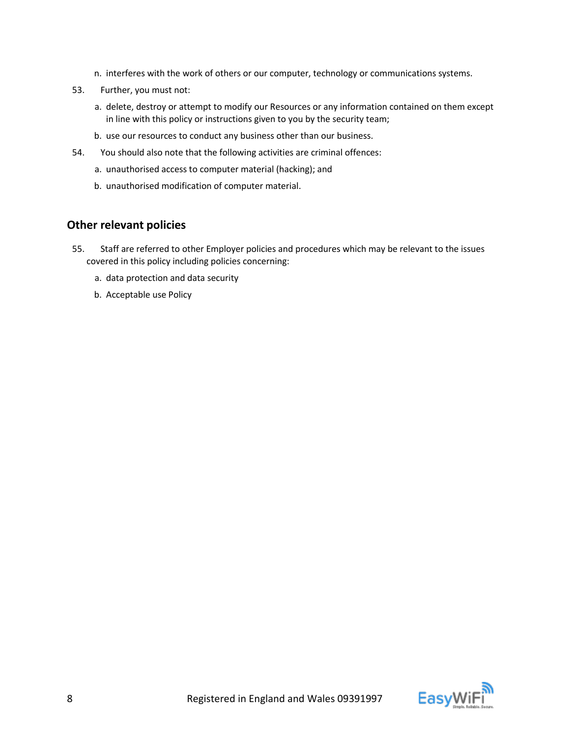n. interferes with the work of others or our computer, technology or communications systems.

53. Further, you must not:

a. delete, destroy or attempt to modify our Resources or any information contained on them except in line with this policy or instructions given to you by the security team;

b. use our resources to conduct any business other than our business.

54. You should also note that the following activities are criminal offences:

a. unauthorised access to computer material (hacking); and

b. unauthorised modification of computer material.

## Other relevant policies

55. Staff are referred to other Employer policies and procedures which may be relevant to the issues covered in this policy including policies concerning:

a. data protection and data security

b. Acceptable use Policy